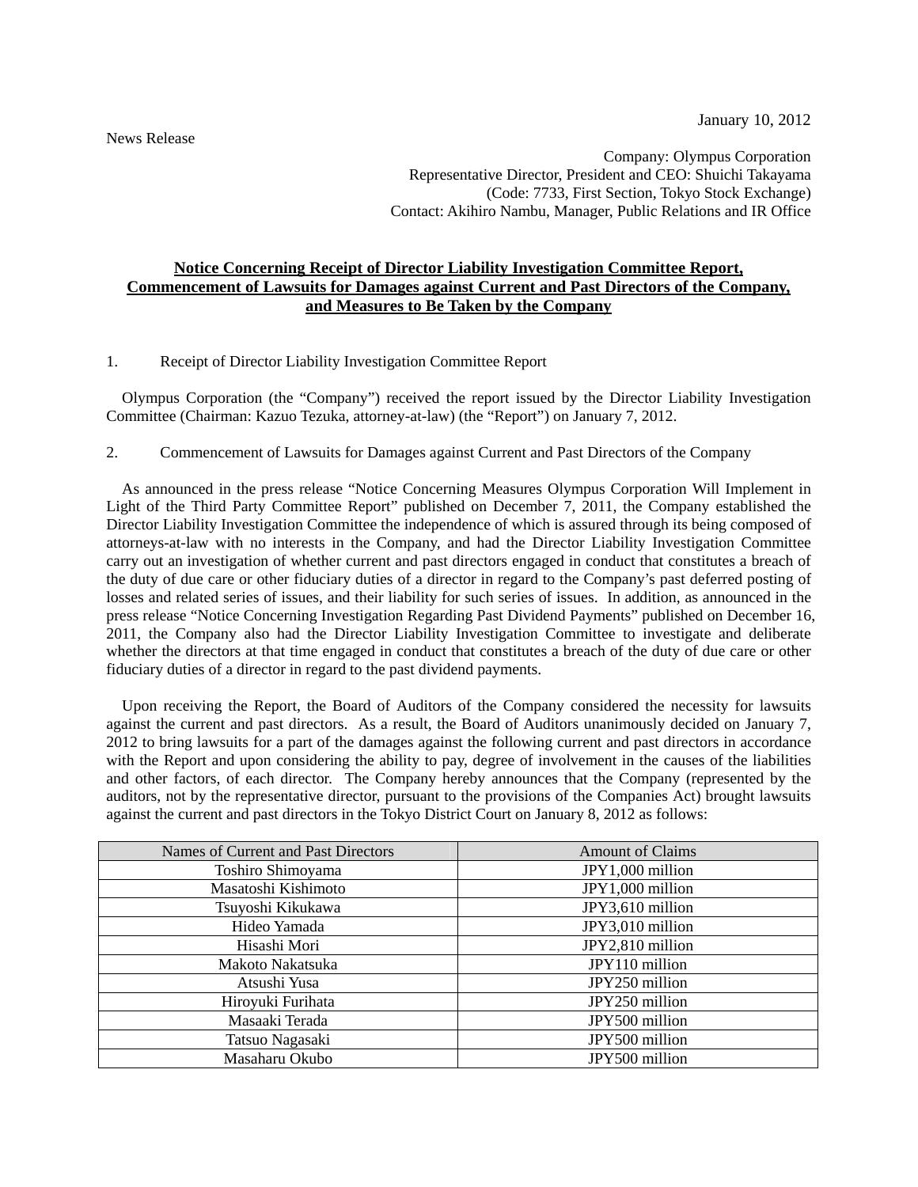January 10, 2012

News Release

Company: Olympus Corporation
Representative Director, President and CEO: Shuichi Takayama
(Code: 7733, First Section, Tokyo Stock Exchange)
Contact: Akihiro Nambu, Manager, Public Relations and IR Office

## Notice Concerning Receipt of Director Liability Investigation Committee Report, Commencement of Lawsuits for Damages against Current and Past Directors of the Company, and Measures to Be Taken by the Company

1. Receipt of Director Liability Investigation Committee Report

Olympus Corporation (the "Company") received the report issued by the Director Liability Investigation Committee (Chairman: Kazuo Tezuka, attorney-at-law) (the "Report") on January 7, 2012.

2. Commencement of Lawsuits for Damages against Current and Past Directors of the Company

As announced in the press release "Notice Concerning Measures Olympus Corporation Will Implement in Light of the Third Party Committee Report" published on December 7, 2011, the Company established the Director Liability Investigation Committee the independence of which is assured through its being composed of attorneys-at-law with no interests in the Company, and had the Director Liability Investigation Committee carry out an investigation of whether current and past directors engaged in conduct that constitutes a breach of the duty of due care or other fiduciary duties of a director in regard to the Company's past deferred posting of losses and related series of issues, and their liability for such series of issues. In addition, as announced in the press release "Notice Concerning Investigation Regarding Past Dividend Payments" published on December 16, 2011, the Company also had the Director Liability Investigation Committee to investigate and deliberate whether the directors at that time engaged in conduct that constitutes a breach of the duty of due care or other fiduciary duties of a director in regard to the past dividend payments.

Upon receiving the Report, the Board of Auditors of the Company considered the necessity for lawsuits against the current and past directors. As a result, the Board of Auditors unanimously decided on January 7, 2012 to bring lawsuits for a part of the damages against the following current and past directors in accordance with the Report and upon considering the ability to pay, degree of involvement in the causes of the liabilities and other factors, of each director. The Company hereby announces that the Company (represented by the auditors, not by the representative director, pursuant to the provisions of the Companies Act) brought lawsuits against the current and past directors in the Tokyo District Court on January 8, 2012 as follows:

| Names of Current and Past Directors | Amount of Claims |
|---|---|
| Toshiro Shimoyama | JPY1,000 million |
| Masatoshi Kishimoto | JPY1,000 million |
| Tsuyoshi Kikukawa | JPY3,610 million |
| Hideo Yamada | JPY3,010 million |
| Hisashi Mori | JPY2,810 million |
| Makoto Nakatsuka | JPY110 million |
| Atsushi Yusa | JPY250 million |
| Hiroyuki Furihata | JPY250 million |
| Masaaki Terada | JPY500 million |
| Tatsuo Nagasaki | JPY500 million |
| Masaharu Okubo | JPY500 million |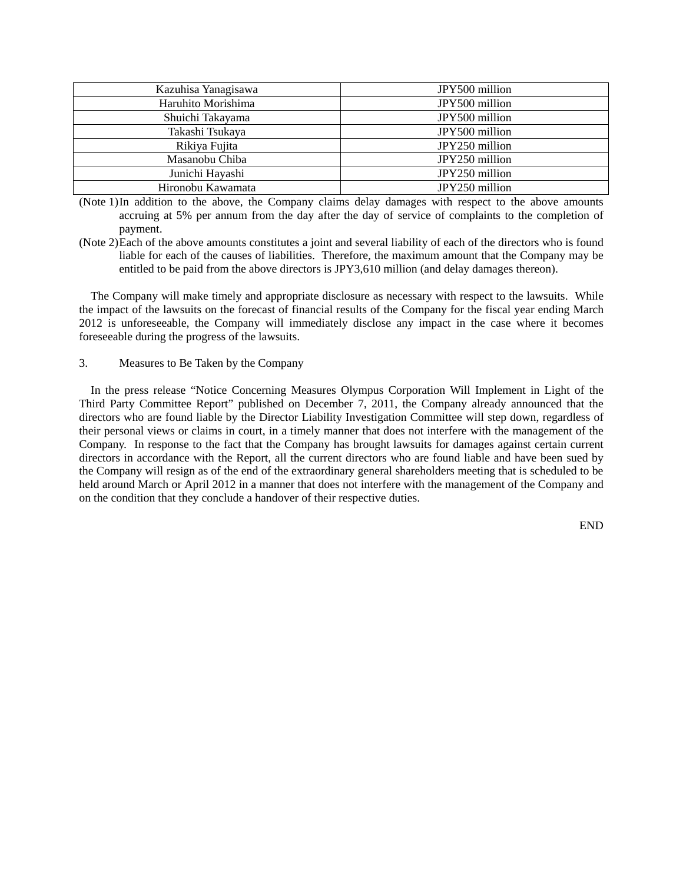| | |
|---|---|
| Kazuhisa Yanagisawa | JPY500 million |
| Haruhito Morishima | JPY500 million |
| Shuichi Takayama | JPY500 million |
| Takashi Tsukaya | JPY500 million |
| Rikiya Fujita | JPY250 million |
| Masanobu Chiba | JPY250 million |
| Junichi Hayashi | JPY250 million |
| Hironobu Kawamata | JPY250 million |

(Note 1) In addition to the above, the Company claims delay damages with respect to the above amounts accruing at 5% per annum from the day after the day of service of complaints to the completion of payment.

(Note 2) Each of the above amounts constitutes a joint and several liability of each of the directors who is found liable for each of the causes of liabilities. Therefore, the maximum amount that the Company may be entitled to be paid from the above directors is JPY3,610 million (and delay damages thereon).

The Company will make timely and appropriate disclosure as necessary with respect to the lawsuits. While the impact of the lawsuits on the forecast of financial results of the Company for the fiscal year ending March 2012 is unforeseeable, the Company will immediately disclose any impact in the case where it becomes foreseeable during the progress of the lawsuits.

3. Measures to Be Taken by the Company

In the press release "Notice Concerning Measures Olympus Corporation Will Implement in Light of the Third Party Committee Report" published on December 7, 2011, the Company already announced that the directors who are found liable by the Director Liability Investigation Committee will step down, regardless of their personal views or claims in court, in a timely manner that does not interfere with the management of the Company. In response to the fact that the Company has brought lawsuits for damages against certain current directors in accordance with the Report, all the current directors who are found liable and have been sued by the Company will resign as of the end of the extraordinary general shareholders meeting that is scheduled to be held around March or April 2012 in a manner that does not interfere with the management of the Company and on the condition that they conclude a handover of their respective duties.

END